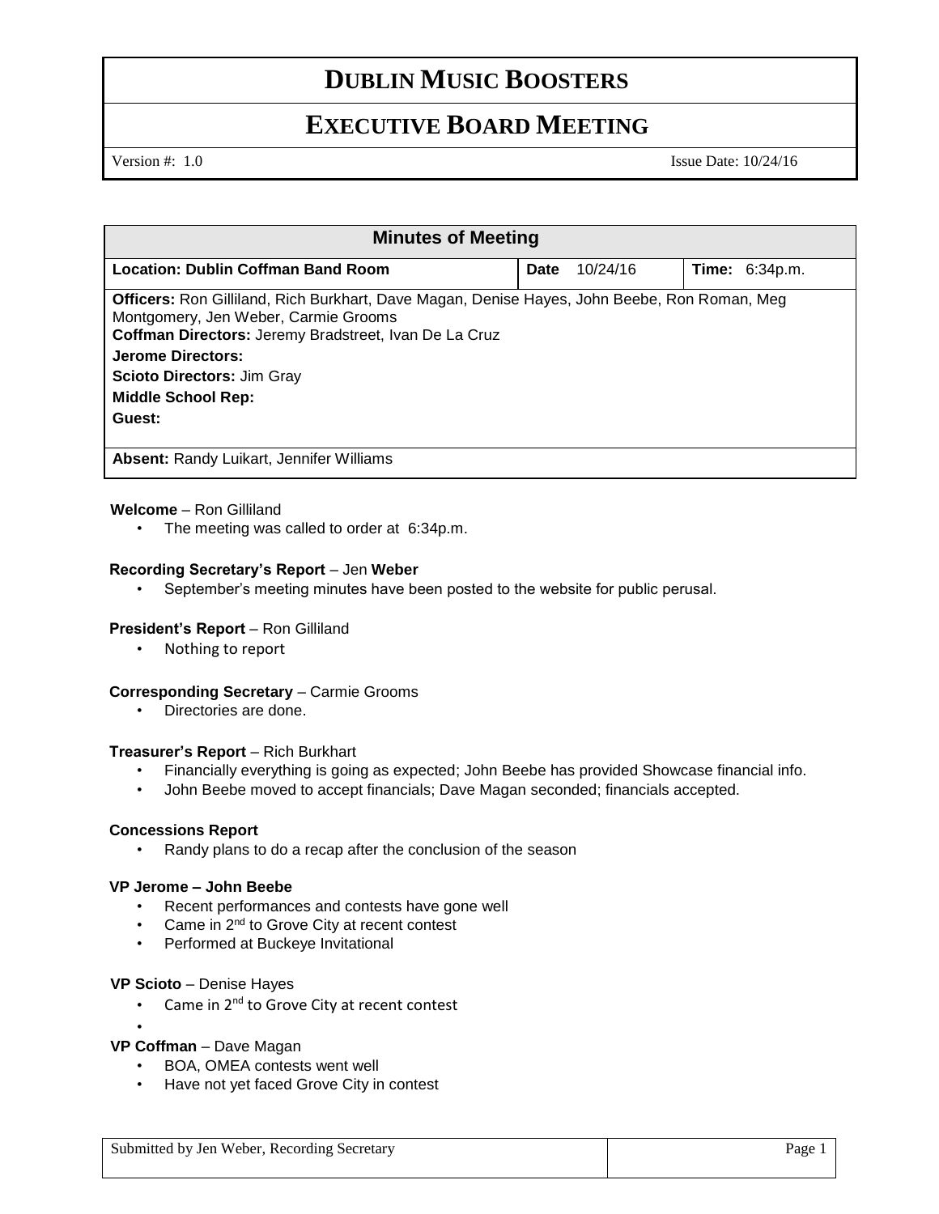# DUBLIN MUSIC BOOSTERS

## EXECUTIVE BOARD MEETING

Version #: 1.0 Issue Date: 10/24/16

| Minutes of Meeting | | |
|---|---|---|
| **Location: Dublin Coffman Band Room** | **Date** 10/24/16 | **Time:** 6:34p.m. |
| **Officers:** Ron Gilliland, Rich Burkhart, Dave Magan, Denise Hayes, John Beebe, Ron Roman, Meg Montgomery, Jen Weber, Carmie Grooms<br>**Coffman Directors:** Jeremy Bradstreet, Ivan De La Cruz<br>**Jerome Directors:**<br>**Scioto Directors:** Jim Gray<br>**Middle School Rep:**<br>**Guest:** | | |
| **Absent:** Randy Luikart, Jennifer Williams | | |

**Welcome** – Ron Gilliland

- The meeting was called to order at 6:34p.m.

**Recording Secretary's Report** – Jen **Weber**

- September's meeting minutes have been posted to the website for public perusal.

**President's Report** – Ron Gilliland

- Nothing to report

**Corresponding Secretary** – Carmie Grooms

- Directories are done.

**Treasurer's Report** – Rich Burkhart

- Financially everything is going as expected; John Beebe has provided Showcase financial info.
- John Beebe moved to accept financials; Dave Magan seconded; financials accepted.

**Concessions Report**

- Randy plans to do a recap after the conclusion of the season

**VP Jerome – John Beebe**

- Recent performances and contests have gone well
- Came in 2nd to Grove City at recent contest
- Performed at Buckeye Invitational

**VP Scioto** – Denise Hayes

- Came in 2nd to Grove City at recent contest
-

**VP Coffman** – Dave Magan

- BOA, OMEA contests went well
- Have not yet faced Grove City in contest

Submitted by Jen Weber, Recording Secretary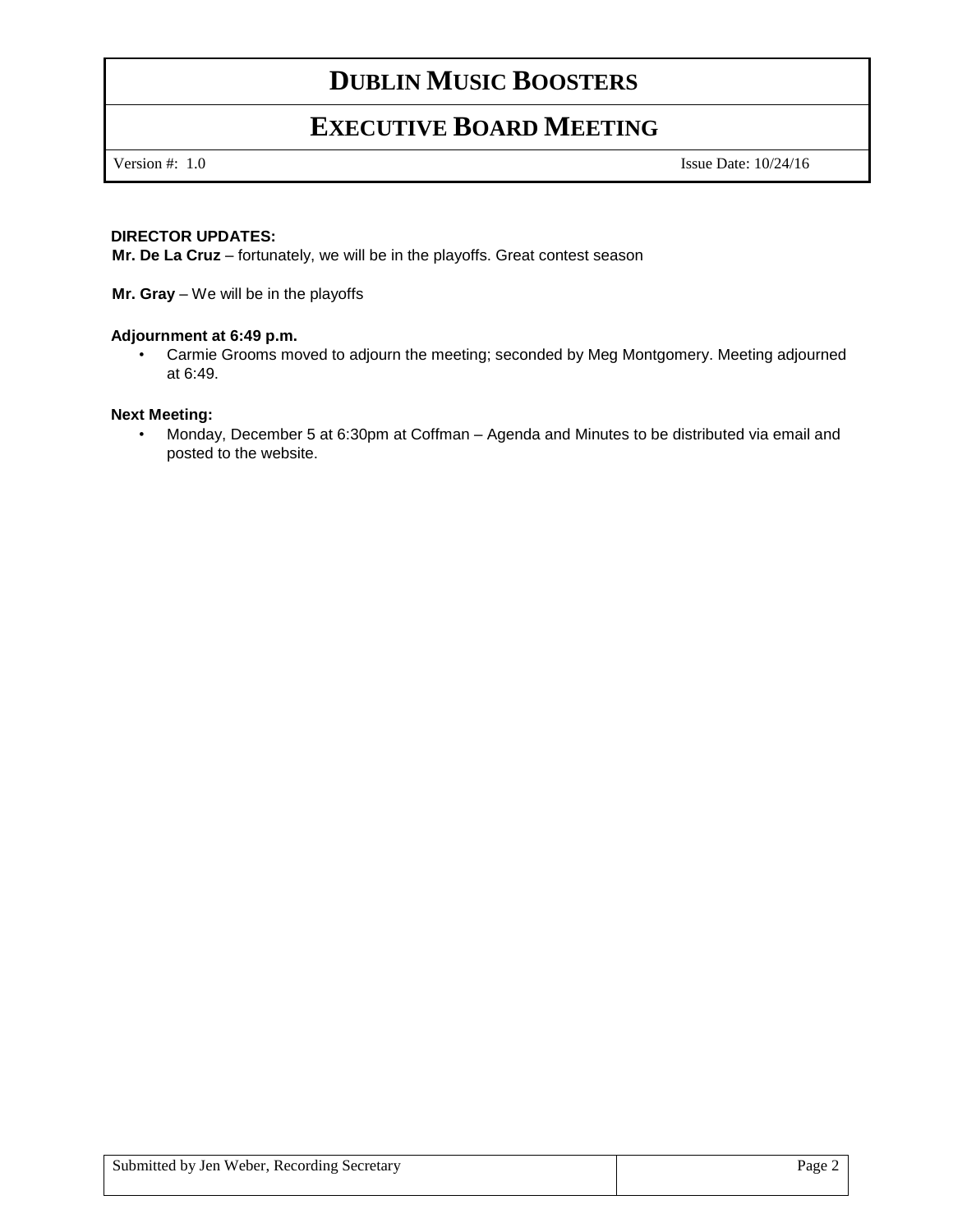**DIRECTOR UPDATES:**

**Mr. De La Cruz** – fortunately, we will be in the playoffs. Great contest season

**Mr. Gray** – We will be in the playoffs

**Adjournment at 6:49 p.m.**

- Carmie Grooms moved to adjourn the meeting; seconded by Meg Montgomery. Meeting adjourned at 6:49.

**Next Meeting:**

- Monday, December 5 at 6:30pm at Coffman – Agenda and Minutes to be distributed via email and posted to the website.